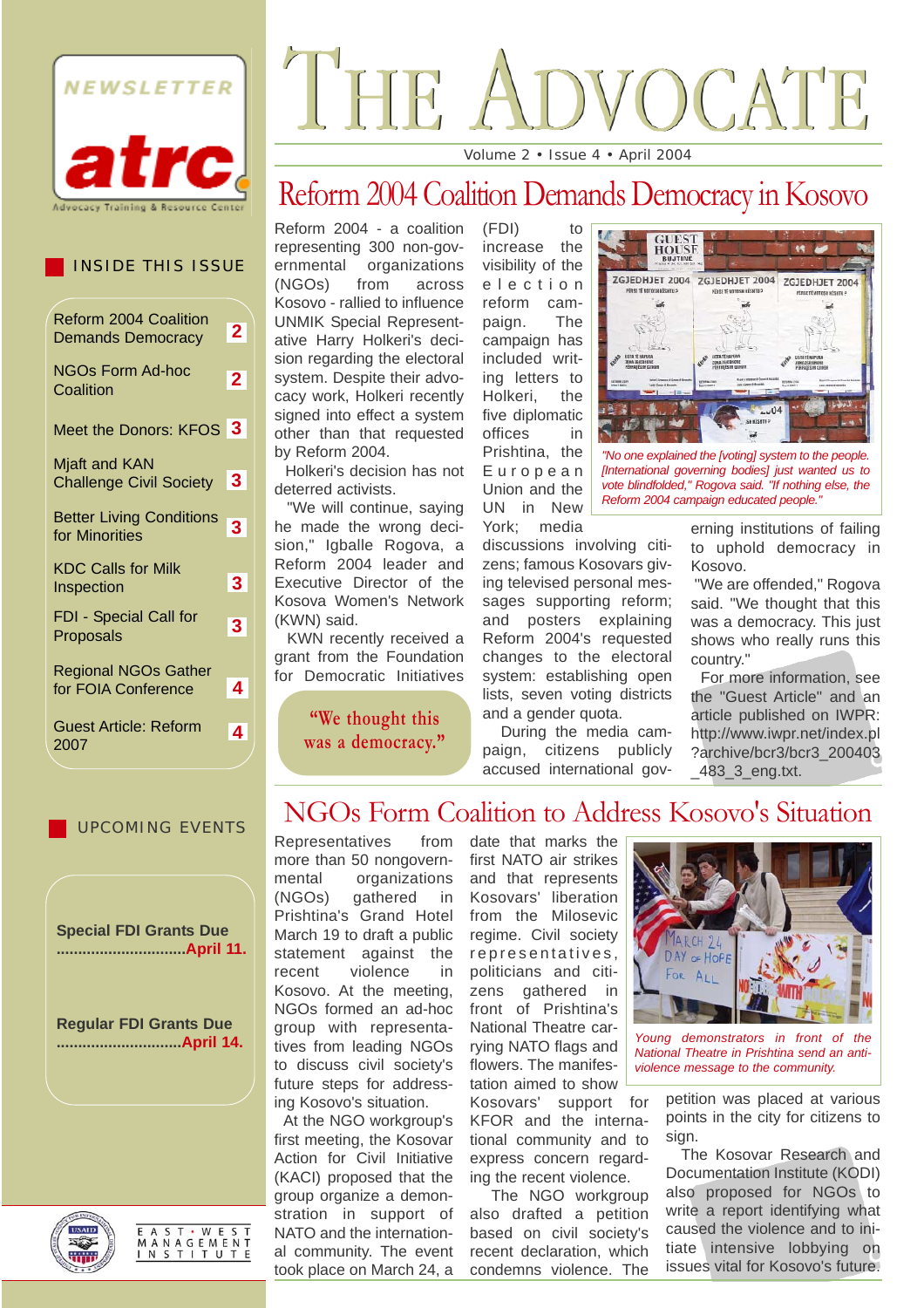NEWSLETTER

atrc

Advocacy Training & Resource Center

# THE ADVOCATE

Volume 2 • Issue 4 • April 2004

## INSIDE THIS ISSUE

| | |
|---|---|
| Reform 2004 Coalition Demands Democracy | 2 |
| NGOs Form Ad-hoc Coalition | 2 |
| Meet the Donors: KFOS | 3 |
| Mjaft and KAN Challenge Civil Society | 3 |
| Better Living Conditions for Minorities | 3 |
| KDC Calls for Milk Inspection | 3 |
| FDI - Special Call for Proposals | 3 |
| Regional NGOs Gather for FOIA Conference | 4 |
| Guest Article: Reform 2007 | 4 |

## UPCOMING EVENTS

**Special FDI Grants Due ..............................April 11.**

**Regular FDI Grants Due ..............................April 14.**

USAID

EAST • WEST MANAGEMENT INSTITUTE

## Reform 2004 Coalition Demands Democracy in Kosovo

Reform 2004 - a coalition representing 300 non-governmental organizations (NGOs) from across Kosovo - rallied to influence UNMIK Special Representative Harry Holkeri's decision regarding the electoral system. Despite their advocacy work, Holkeri recently signed into effect a system other than that requested by Reform 2004.

Holkeri's decision has not deterred activists.

"We will continue, saying he made the wrong decision," Igballe Rogova, a Reform 2004 leader and Executive Director of the Kosova Women's Network (KWN) said.

KWN recently received a grant from the Foundation for Democratic Initiatives (FDI) to increase the visibility of the election reform campaign. The campaign has included writing letters to Holkeri, the five diplomatic offices in Prishtina, the European Union and the UN in New York; media discussions involving citizens; famous Kosovars giving televised personal messages supporting reform; and posters explaining Reform 2004's requested changes to the electoral system: establishing open lists, seven voting districts and a gender quota.

During the media campaign, citizens publicly accused international governing institutions of failing to uphold democracy in Kosovo.

"We are offended," Rogova said. "We thought that this was a democracy. This just shows who really runs this country."

For more information, see the "Guest Article" and an article published on IWPR: http://www.iwpr.net/index.pl?archive/bcr3/bcr3_200403_483_3_eng.txt.

> "We thought this was a democracy."

*"No one explained the [voting] system to the people. [International governing bodies] just wanted us to vote blindfolded," Rogova said. "If nothing else, the Reform 2004 campaign educated people."*

## NGOs Form Coalition to Address Kosovo's Situation

Representatives from more than 50 nongovernmental organizations (NGOs) gathered in Prishtina's Grand Hotel March 19 to draft a public statement against the recent violence in Kosovo. At the meeting, NGOs formed an ad-hoc group with representatives from leading NGOs to discuss civil society's future steps for addressing Kosovo's situation.

At the NGO workgroup's first meeting, the Kosovar Action for Civil Initiative (KACI) proposed that the group organize a demonstration in support of NATO and the international community. The event took place on March 24, a date that marks the first NATO air strikes and that represents Kosovars' liberation from the Milosevic regime. Civil society representatives, politicians and citizens gathered in front of Prishtina's National Theatre carrying NATO flags and flowers. The manifestation aimed to show Kosovars' support for KFOR and the international community and to express concern regarding the recent violence.

The NGO workgroup also drafted a petition based on civil society's recent declaration, which condemns violence. The petition was placed at various points in the city for citizens to sign.

The Kosovar Research and Documentation Institute (KODI) also proposed for NGOs to write a report identifying what caused the violence and to initiate intensive lobbying on issues vital for Kosovo's future.

*Young demonstrators in front of the National Theatre in Prishtina send an anti-violence message to the community.*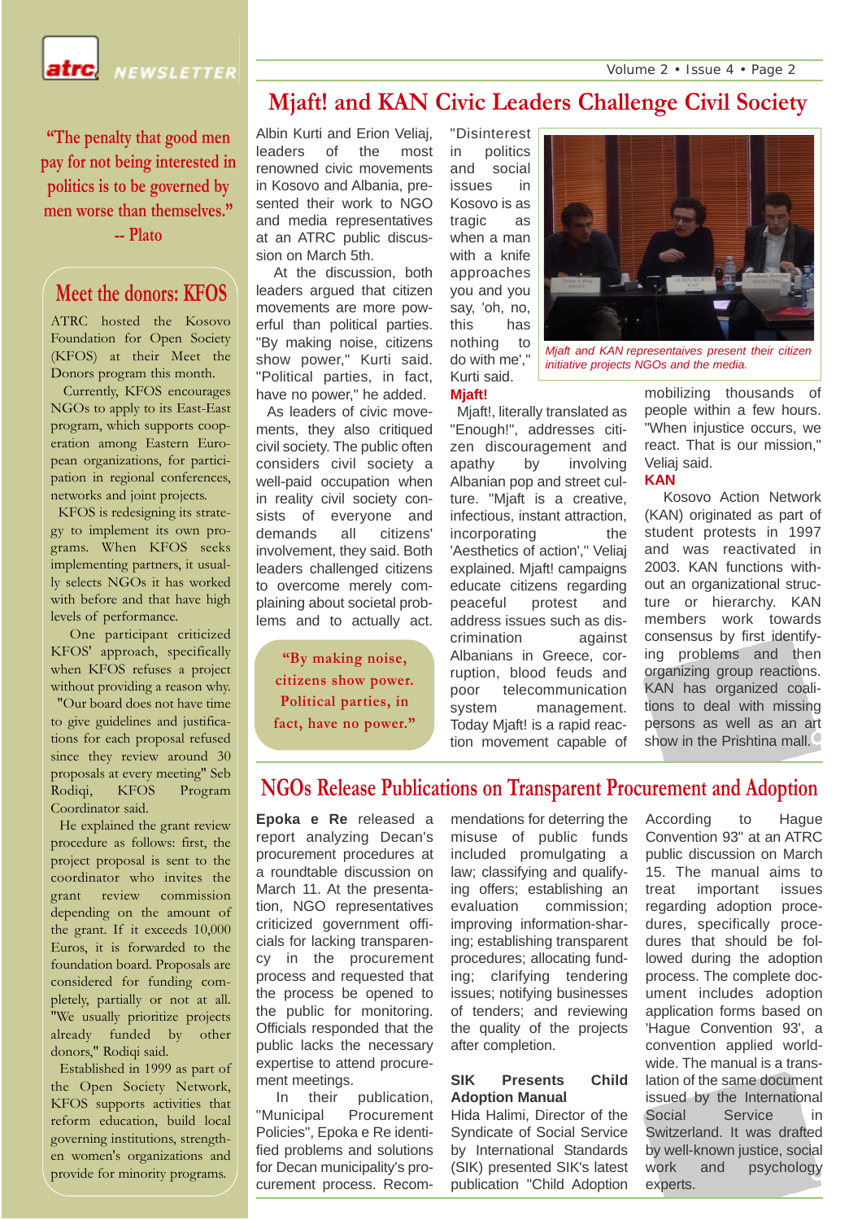> "The penalty that good men pay for not being interested in politics is to be governed by men worse than themselves." -- Plato

## Meet the donors: KFOS

ATRC hosted the Kosovo Foundation for Open Society (KFOS) at their Meet the Donors program this month.

Currently, KFOS encourages NGOs to apply to its East-East program, which supports cooperation among Eastern European organizations, for participation in regional conferences, networks and joint projects.

KFOS is redesigning its strategy to implement its own programs. When KFOS seeks implementing partners, it usually selects NGOs it has worked with before and that have high levels of performance.

One participant criticized KFOS' approach, specifically when KFOS refuses a project without providing a reason why.

"Our board does not have time to give guidelines and justifications for each proposal refused since they review around 30 proposals at every meeting" Seb Rodiqi, KFOS Program Coordinator said.

He explained the grant review procedure as follows: first, the project proposal is sent to the coordinator who invites the grant review commission depending on the amount of the grant. If it exceeds 10,000 Euros, it is forwarded to the foundation board. Proposals are considered for funding completely, partially or not at all. "We usually prioritize projects already funded by other donors," Rodiqi said.

Established in 1999 as part of the Open Society Network, KFOS supports activities that reform education, build local governing institutions, strengthen women's organizations and provide for minority programs.

# Mjaft! and KAN Civic Leaders Challenge Civil Society

Albin Kurti and Erion Veliaj, leaders of the most renowned civic movements in Kosovo and Albania, presented their work to NGO and media representatives at an ATRC public discussion on March 5th.

At the discussion, both leaders argued that citizen movements are more powerful than political parties. "By making noise, citizens show power," Kurti said. "Political parties, in fact, have no power," he added.

As leaders of civic movements, they also critiqued civil society. The public often considers civil society a well-paid occupation when in reality civil society consists of everyone and demands all citizens' involvement, they said. Both leaders challenged citizens to overcome merely complaining about societal problems and to actually act.

> "By making noise, citizens show power. Political parties, in fact, have no power."

"Disinterest in politics and social issues in Kosovo is as tragic as when a man with a knife approaches you and you say, 'oh, no, this has nothing to do with me'," Kurti said.

*Mjaft and KAN representaives present their citizen initiative projects NGOs and the media.*

**Mjaft!**

Mjaft!, literally translated as "Enough!", addresses citizen discouragement and apathy by involving Albanian pop and street culture. "Mjaft is a creative, infectious, instant attraction, incorporating the 'Aesthetics of action'," Veliaj explained. Mjaft! campaigns educate citizens regarding peaceful protest and address issues such as discrimination against Albanians in Greece, corruption, blood feuds and poor telecommunication system management. Today Mjaft! is a rapid reaction movement capable of mobilizing thousands of people within a few hours. "When injustice occurs, we react. That is our mission," Veliaj said.

**KAN**

Kosovo Action Network (KAN) originated as part of student protests in 1997 and was reactivated in 2003. KAN functions without an organizational structure or hierarchy. KAN members work towards consensus by first identifying problems and then organizing group reactions. KAN has organized coalitions to deal with missing persons as well as an art show in the Prishtina mall.

# NGOs Release Publications on Transparent Procurement and Adoption

**Epoka e Re** released a report analyzing Decan's procurement procedures at a roundtable discussion on March 11. At the presentation, NGO representatives criticized government officials for lacking transparency in the procurement process and requested that the process be opened to the public for monitoring. Officials responded that the public lacks the necessary expertise to attend procurement meetings.

In their publication, "Municipal Procurement Policies", Epoka e Re identified problems and solutions for Decan municipality's procurement process. Recommendations for deterring the misuse of public funds included promulgating a law; classifying and qualifying offers; establishing an evaluation commission; improving information-sharing; establishing transparent procedures; allocating funding; clarifying tendering issues; notifying businesses of tenders; and reviewing the quality of the projects after completion.

**SIK Presents Child Adoption Manual**

Hida Halimi, Director of the Syndicate of Social Service by International Standards (SIK) presented SIK's latest publication "Child Adoption According to Hague Convention 93" at an ATRC public discussion on March 15. The manual aims to treat important issues regarding adoption procedures, specifically procedures that should be followed during the adoption process. The complete document includes adoption application forms based on 'Hague Convention 93', a convention applied worldwide. The manual is a translation of the same document issued by the International Social Service in Switzerland. It was drafted by well-known justice, social work and psychology experts.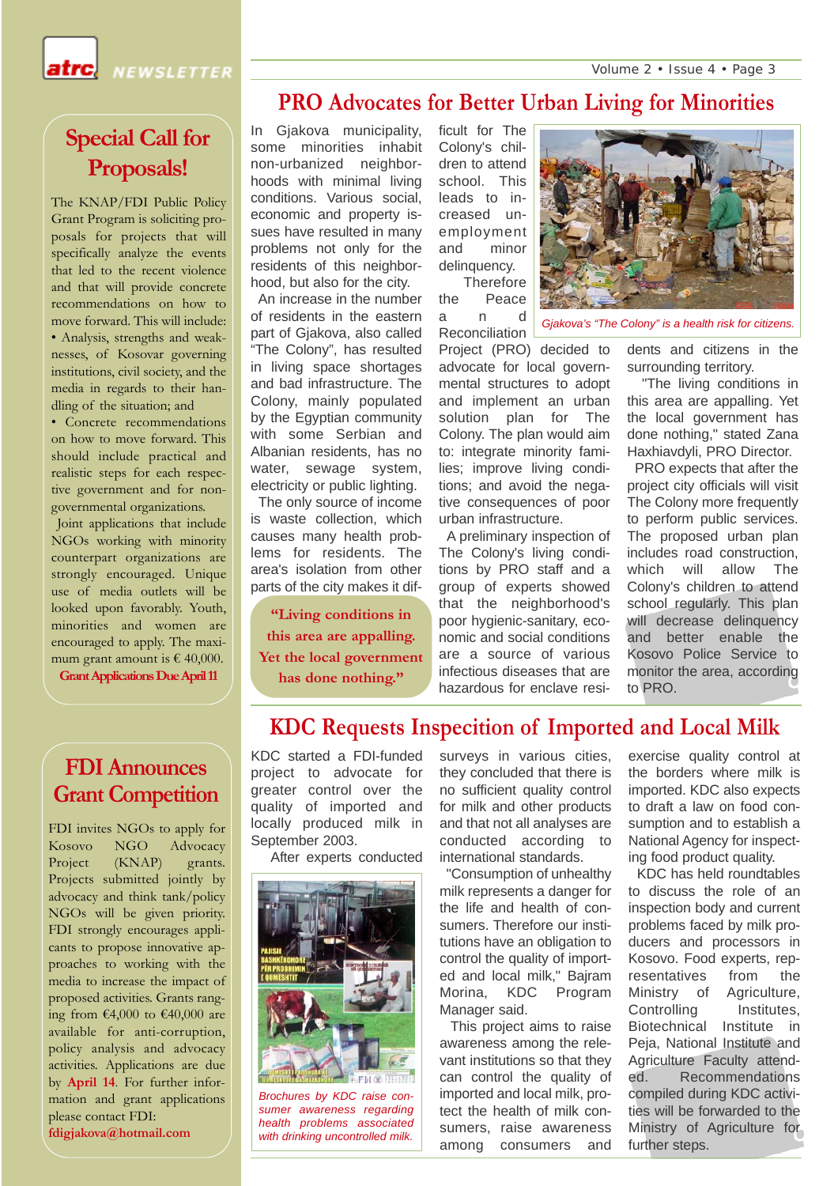## Special Call for Proposals!

The KNAP/FDI Public Policy Grant Program is soliciting proposals for projects that will specifically analyze the events that led to the recent violence and that will provide concrete recommendations on how to move forward. This will include:

- Analysis, strengths and weaknesses, of Kosovar governing institutions, civil society, and the media in regards to their handling of the situation; and
- Concrete recommendations on how to move forward. This should include practical and realistic steps for each respective government and for non-governmental organizations.

Joint applications that include NGOs working with minority counterpart organizations are strongly encouraged. Unique use of media outlets will be looked upon favorably. Youth, minorities and women are encouraged to apply. The maximum grant amount is € 40,000.

**Grant Applications Due April 11**

## FDI Announces Grant Competition

FDI invites NGOs to apply for Kosovo NGO Advocacy Project (KNAP) grants. Projects submitted jointly by advocacy and think tank/policy NGOs will be given priority. FDI strongly encourages applicants to propose innovative approaches to working with the media to increase the impact of proposed activities. Grants ranging from €4,000 to €40,000 are available for anti-corruption, policy analysis and advocacy activities. Applications are due by **April 14**. For further information and grant applications please contact FDI:

**fdigjakova@hotmail.com**

# PRO Advocates for Better Urban Living for Minorities

In Gjakova municipality, some minorities inhabit non-urbanized neighborhoods with minimal living conditions. Various social, economic and property issues have resulted in many problems not only for the residents of this neighborhood, but also for the city.

An increase in the number of residents in the eastern part of Gjakova, also called "The Colony", has resulted in living space shortages and bad infrastructure. The Colony, mainly populated by the Egyptian community with some Serbian and Albanian residents, has no water, sewage system, electricity or public lighting.

The only source of income is waste collection, which causes many health problems for residents. The area's isolation from other parts of the city makes it difficult for The Colony's children to attend school. This leads to increased unemployment and minor delinquency.

Therefore the Peace and Reconciliation Project (PRO) decided to advocate for local governmental structures to adopt and implement an urban solution plan for The Colony. The plan would aim to: integrate minority families; improve living conditions; and avoid the negative consequences of poor urban infrastructure.

> **"Living conditions in this area are appalling. Yet the local government has done nothing."**

*Gjakova's "The Colony" is a health risk for citizens.*

A preliminary inspection of The Colony's living conditions by PRO staff and a group of experts showed that the neighborhood's poor hygienic-sanitary, economic and social conditions are a source of various infectious diseases that are hazardous for enclave residents and citizens in the surrounding territory.

"The living conditions in this area are appalling. Yet the local government has done nothing," stated Zana Haxhiavdyli, PRO Director.

PRO expects that after the project city officials will visit The Colony more frequently to perform public services. The proposed urban plan includes road construction, which will allow The Colony's children to attend school regularly. This plan will decrease delinquency and better enable the Kosovo Police Service to monitor the area, according to PRO.

# KDC Requests Inspecition of Imported and Local Milk

KDC started a FDI-funded project to advocate for greater control over the quality of imported and locally produced milk in September 2003.

After experts conducted surveys in various cities, they concluded that there is no sufficient quality control for milk and other products and that not all analyses are conducted according to international standards.

*Brochures by KDC raise consumer awareness regarding health problems associated with drinking uncontrolled milk.*

"Consumption of unhealthy milk represents a danger for the life and health of consumers. Therefore our institutions have an obligation to control the quality of imported and local milk," Bajram Morina, KDC Program Manager said.

This project aims to raise awareness among the relevant institutions so that they can control the quality of imported and local milk, protect the health of milk consumers, raise awareness among consumers and exercise quality control at the borders where milk is imported. KDC also expects to draft a law on food consumption and to establish a National Agency for inspecting food product quality.

KDC has held roundtables to discuss the role of an inspection body and current problems faced by milk producers and processors in Kosovo. Food experts, representatives from the Ministry of Agriculture, Controlling Institutes, Biotechnical Institute in Peja, National Institute and Agriculture Faculty attended. Recommendations compiled during KDC activities will be forwarded to the Ministry of Agriculture for further steps.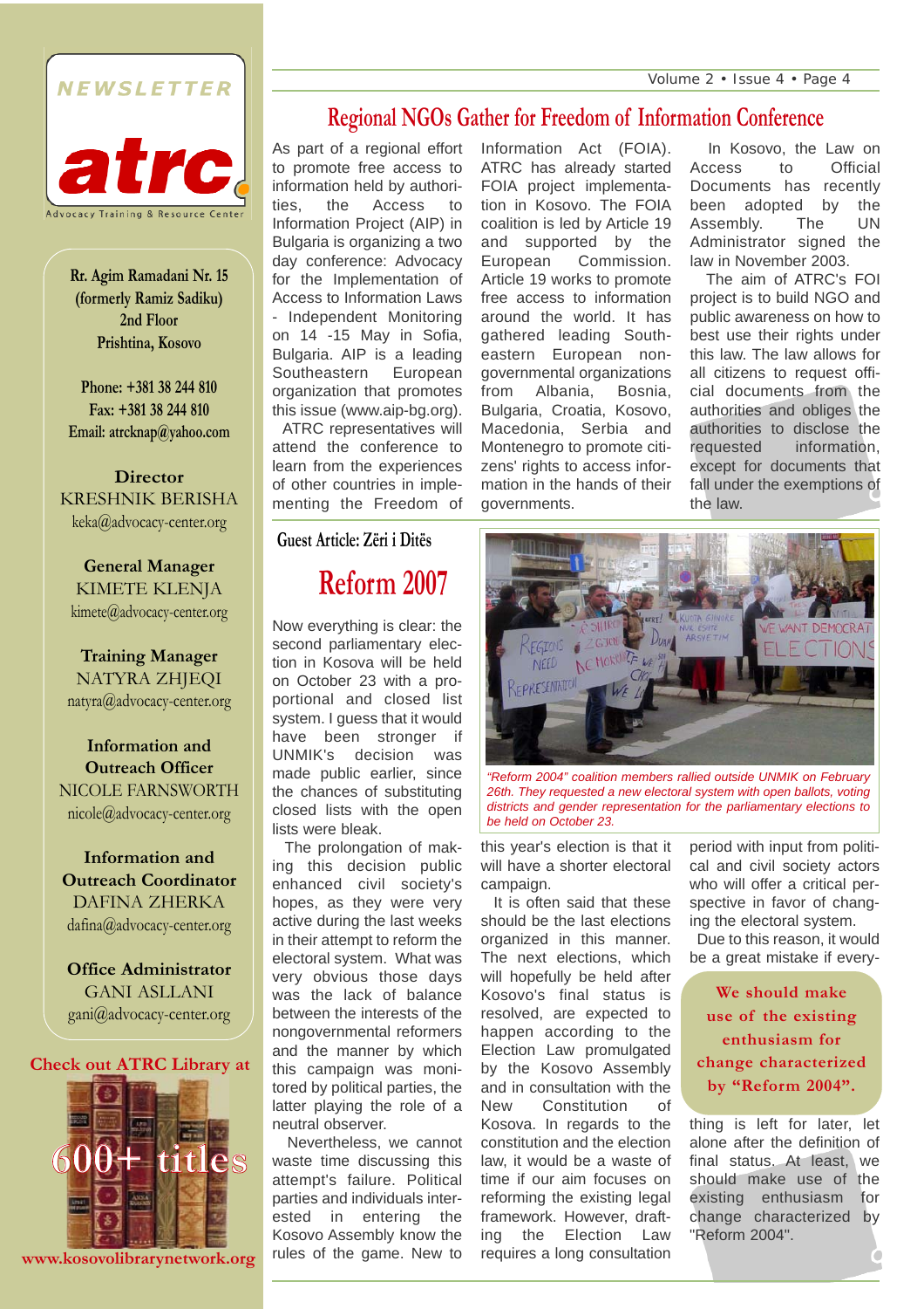NEWSLETTER

atrc

Advocacy Training & Resource Center

Rr. Agim Ramadani Nr. 15
(formerly Ramiz Sadiku)
2nd Floor
Prishtina, Kosovo

Phone: +381 38 244 810
Fax: +381 38 244 810
Email: atrcknap@yahoo.com

**Director**
KRESHNIK BERISHA
keka@advocacy-center.org

**General Manager**
KIMETE KLENJA
kimete@advocacy-center.org

**Training Manager**
NATYRA ZHJEQI
natyra@advocacy-center.org

**Information and Outreach Officer**
NICOLE FARNSWORTH
nicole@advocacy-center.org

**Information and Outreach Coordinator**
DAFINA ZHERKA
dafina@advocacy-center.org

**Office Administrator**
GANI ASLLANI
gani@advocacy-center.org

**Check out ATRC Library at**

600+ titles

www.kosovolibrarynetwork.org

## Regional NGOs Gather for Freedom of Information Conference

As part of a regional effort to promote free access to information held by authorities, the Access to Information Project (AIP) in Bulgaria is organizing a two day conference: Advocacy for the Implementation of Access to Information Laws - Independent Monitoring on 14 -15 May in Sofia, Bulgaria. AIP is a leading Southeastern European organization that promotes this issue (www.aip-bg.org).

ATRC representatives will attend the conference to learn from the experiences of other countries in implementing the Freedom of Information Act (FOIA). ATRC has already started FOIA project implementation in Kosovo. The FOIA coalition is led by Article 19 and supported by the European Commission. Article 19 works to promote free access to information around the world. It has gathered leading Southeastern European nongovernmental organizations from Albania, Bosnia, Bulgaria, Croatia, Kosovo, Macedonia, Serbia and Montenegro to promote citizens' rights to access information in the hands of their governments.

In Kosovo, the Law on Access to Official Documents has recently been adopted by the Assembly. The UN Administrator signed the law in November 2003.

The aim of ATRC's FOI project is to build NGO and public awareness on how to best use their rights under this law. The law allows for all citizens to request official documents from the authorities and obliges the authorities to disclose the requested information, except for documents that fall under the exemptions of the law.

### Guest Article: Zëri i Ditës

## Reform 2007

Now everything is clear: the second parliamentary election in Kosova will be held on October 23 with a proportional and closed list system. I guess that it would have been stronger if UNMIK's decision was made public earlier, since the chances of substituting closed lists with the open lists were bleak.

The prolongation of making this decision public enhanced civil society's hopes, as they were very active during the last weeks in their attempt to reform the electoral system. What was very obvious those days was the lack of balance between the interests of the nongovernmental reformers and the manner by which this campaign was monitored by political parties, the latter playing the role of a neutral observer.

Nevertheless, we cannot waste time discussing this attempt's failure. Political parties and individuals interested in entering the Kosovo Assembly know the rules of the game. New to this year's election is that it will have a shorter electoral campaign.

*"Reform 2004" coalition members rallied outside UNMIK on February 26th. They requested a new electoral system with open ballots, voting districts and gender representation for the parliamentary elections to be held on October 23.*

It is often said that these should be the last elections organized in this manner. The next elections, which will hopefully be held after Kosovo's final status is resolved, are expected to happen according to the Election Law promulgated by the Kosovo Assembly and in consultation with the New Constitution of Kosova. In regards to the constitution and the election law, it would be a waste of time if our aim focuses on reforming the existing legal framework. However, drafting the Election Law requires a long consultation period with input from political and civil society actors who will offer a critical perspective in favor of changing the electoral system.

Due to this reason, it would be a great mistake if everything is left for later, let alone after the definition of final status. At least, we should make use of the existing enthusiasm for change characterized by "Reform 2004".

**We should make use of the existing enthusiasm for change characterized by "Reform 2004".**